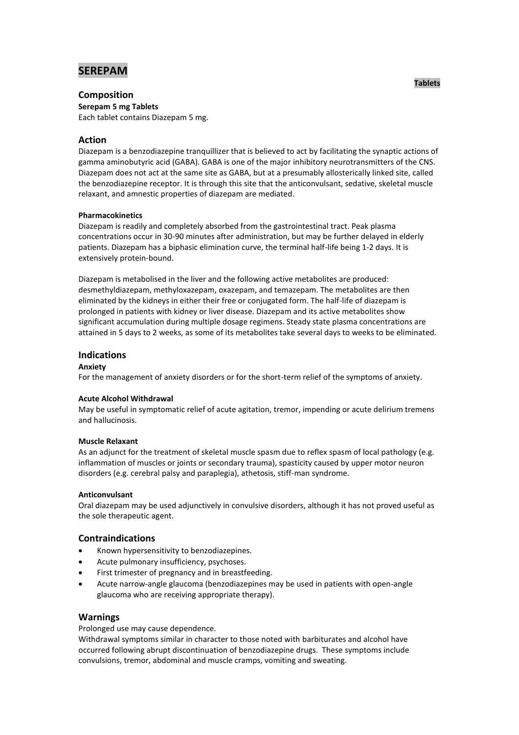# SEREPAM

**Tablets**

## Composition

**Serepam 5 mg Tablets**

Each tablet contains Diazepam 5 mg.

## Action

Diazepam is a benzodiazepine tranquillizer that is believed to act by facilitating the synaptic actions of gamma aminobutyric acid (GABA). GABA is one of the major inhibitory neurotransmitters of the CNS. Diazepam does not act at the same site as GABA, but at a presumably allosterically linked site, called the benzodiazepine receptor. It is through this site that the anticonvulsant, sedative, skeletal muscle relaxant, and amnestic properties of diazepam are mediated.

**Pharmacokinetics**

Diazepam is readily and completely absorbed from the gastrointestinal tract. Peak plasma concentrations occur in 30-90 minutes after administration, but may be further delayed in elderly patients. Diazepam has a biphasic elimination curve, the terminal half-life being 1-2 days. It is extensively protein-bound.

Diazepam is metabolised in the liver and the following active metabolites are produced: desmethyldiazepam, methyloxazepam, oxazepam, and temazepam. The metabolites are then eliminated by the kidneys in either their free or conjugated form. The half-life of diazepam is prolonged in patients with kidney or liver disease. Diazepam and its active metabolites show significant accumulation during multiple dosage regimens. Steady state plasma concentrations are attained in 5 days to 2 weeks, as some of its metabolites take several days to weeks to be eliminated.

## Indications

**Anxiety**

For the management of anxiety disorders or for the short-term relief of the symptoms of anxiety.

**Acute Alcohol Withdrawal**

May be useful in symptomatic relief of acute agitation, tremor, impending or acute delirium tremens and hallucinosis.

**Muscle Relaxant**

As an adjunct for the treatment of skeletal muscle spasm due to reflex spasm of local pathology (e.g. inflammation of muscles or joints or secondary trauma), spasticity caused by upper motor neuron disorders (e.g. cerebral palsy and paraplegia), athetosis, stiff-man syndrome.

**Anticonvulsant**

Oral diazepam may be used adjunctively in convulsive disorders, although it has not proved useful as the sole therapeutic agent.

## Contraindications

- Known hypersensitivity to benzodiazepines.
- Acute pulmonary insufficiency, psychoses.
- First trimester of pregnancy and in breastfeeding.
- Acute narrow-angle glaucoma (benzodiazepines may be used in patients with open-angle glaucoma who are receiving appropriate therapy).

## Warnings

Prolonged use may cause dependence.

Withdrawal symptoms similar in character to those noted with barbiturates and alcohol have occurred following abrupt discontinuation of benzodiazepine drugs. These symptoms include convulsions, tremor, abdominal and muscle cramps, vomiting and sweating.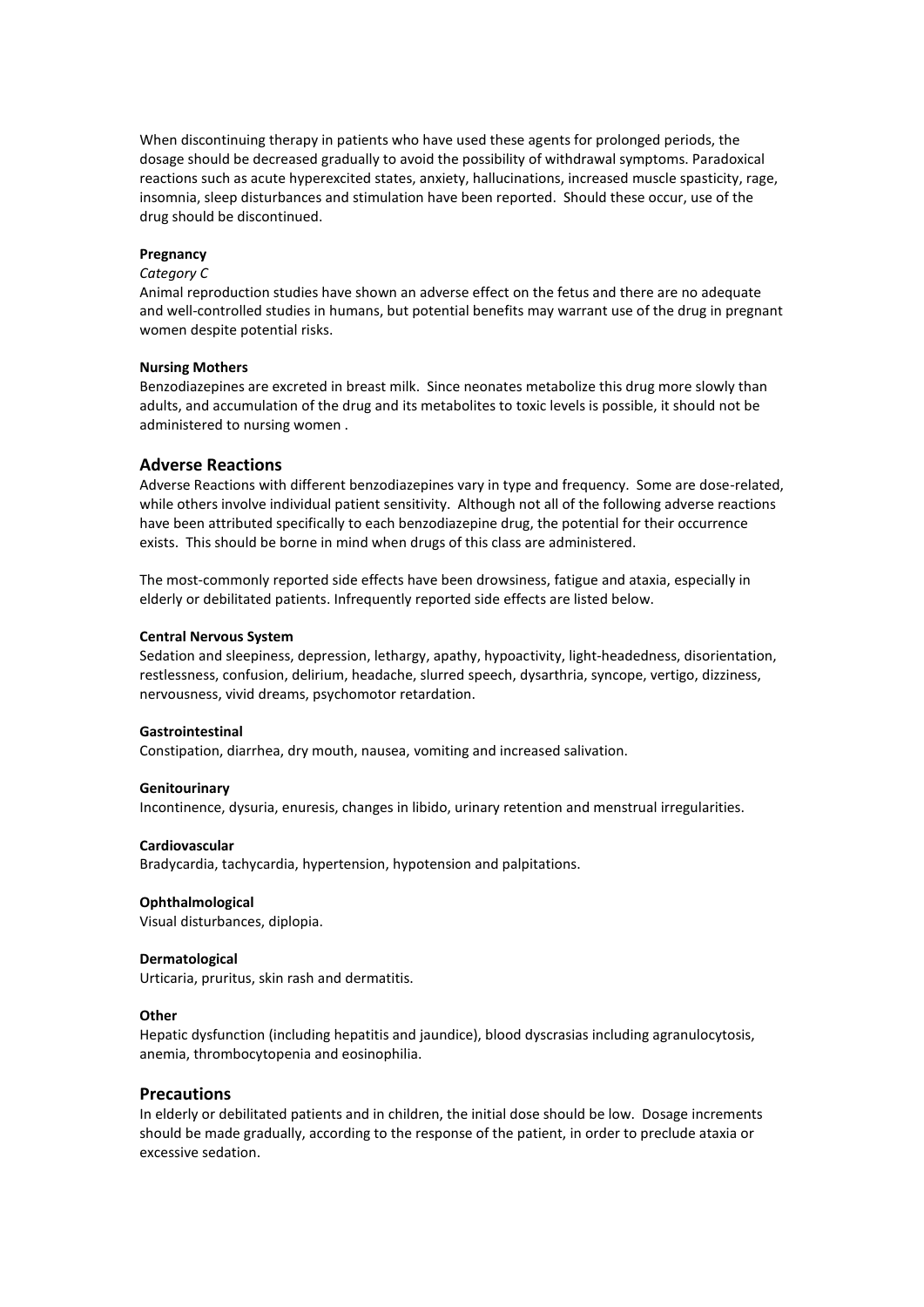When discontinuing therapy in patients who have used these agents for prolonged periods, the dosage should be decreased gradually to avoid the possibility of withdrawal symptoms. Paradoxical reactions such as acute hyperexcited states, anxiety, hallucinations, increased muscle spasticity, rage, insomnia, sleep disturbances and stimulation have been reported. Should these occur, use of the drug should be discontinued.

**Pregnancy**

*Category C*

Animal reproduction studies have shown an adverse effect on the fetus and there are no adequate and well-controlled studies in humans, but potential benefits may warrant use of the drug in pregnant women despite potential risks.

**Nursing Mothers**

Benzodiazepines are excreted in breast milk. Since neonates metabolize this drug more slowly than adults, and accumulation of the drug and its metabolites to toxic levels is possible, it should not be administered to nursing women .

## Adverse Reactions

Adverse Reactions with different benzodiazepines vary in type and frequency. Some are dose-related, while others involve individual patient sensitivity. Although not all of the following adverse reactions have been attributed specifically to each benzodiazepine drug, the potential for their occurrence exists. This should be borne in mind when drugs of this class are administered.

The most-commonly reported side effects have been drowsiness, fatigue and ataxia, especially in elderly or debilitated patients. Infrequently reported side effects are listed below.

**Central Nervous System**

Sedation and sleepiness, depression, lethargy, apathy, hypoactivity, light-headedness, disorientation, restlessness, confusion, delirium, headache, slurred speech, dysarthria, syncope, vertigo, dizziness, nervousness, vivid dreams, psychomotor retardation.

**Gastrointestinal**

Constipation, diarrhea, dry mouth, nausea, vomiting and increased salivation.

**Genitourinary**

Incontinence, dysuria, enuresis, changes in libido, urinary retention and menstrual irregularities.

**Cardiovascular**

Bradycardia, tachycardia, hypertension, hypotension and palpitations.

**Ophthalmological**

Visual disturbances, diplopia.

**Dermatological**

Urticaria, pruritus, skin rash and dermatitis.

**Other**

Hepatic dysfunction (including hepatitis and jaundice), blood dyscrasias including agranulocytosis, anemia, thrombocytopenia and eosinophilia.

## Precautions

In elderly or debilitated patients and in children, the initial dose should be low. Dosage increments should be made gradually, according to the response of the patient, in order to preclude ataxia or excessive sedation.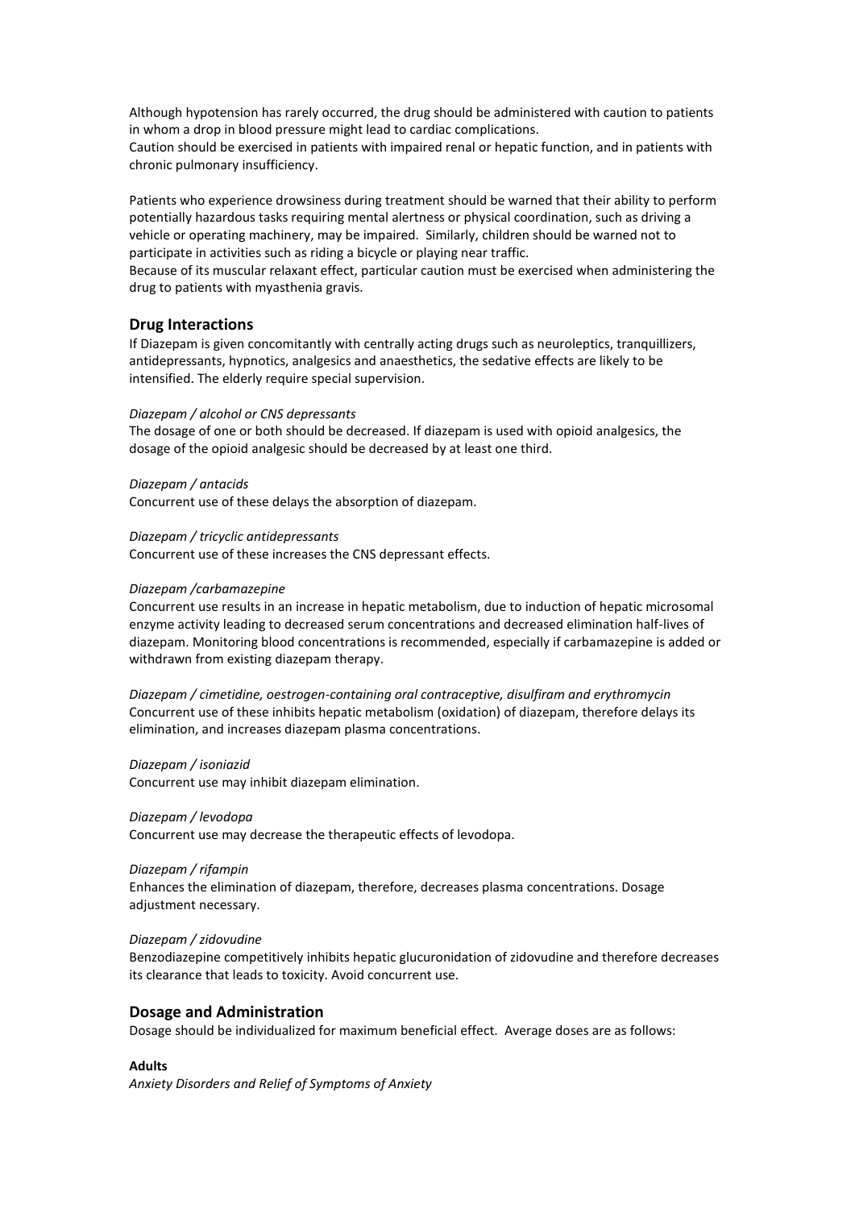Although hypotension has rarely occurred, the drug should be administered with caution to patients in whom a drop in blood pressure might lead to cardiac complications.
Caution should be exercised in patients with impaired renal or hepatic function, and in patients with chronic pulmonary insufficiency.

Patients who experience drowsiness during treatment should be warned that their ability to perform potentially hazardous tasks requiring mental alertness or physical coordination, such as driving a vehicle or operating machinery, may be impaired. Similarly, children should be warned not to participate in activities such as riding a bicycle or playing near traffic.
Because of its muscular relaxant effect, particular caution must be exercised when administering the drug to patients with myasthenia gravis.

## Drug Interactions

If Diazepam is given concomitantly with centrally acting drugs such as neuroleptics, tranquillizers, antidepressants, hypnotics, analgesics and anaesthetics, the sedative effects are likely to be intensified. The elderly require special supervision.

*Diazepam / alcohol or CNS depressants*
The dosage of one or both should be decreased. If diazepam is used with opioid analgesics, the dosage of the opioid analgesic should be decreased by at least one third.

*Diazepam / antacids*
Concurrent use of these delays the absorption of diazepam.

*Diazepam / tricyclic antidepressants*
Concurrent use of these increases the CNS depressant effects.

*Diazepam /carbamazepine*
Concurrent use results in an increase in hepatic metabolism, due to induction of hepatic microsomal enzyme activity leading to decreased serum concentrations and decreased elimination half-lives of diazepam. Monitoring blood concentrations is recommended, especially if carbamazepine is added or withdrawn from existing diazepam therapy.

*Diazepam / cimetidine, oestrogen-containing oral contraceptive, disulfiram and erythromycin*
Concurrent use of these inhibits hepatic metabolism (oxidation) of diazepam, therefore delays its elimination, and increases diazepam plasma concentrations.

*Diazepam / isoniazid*
Concurrent use may inhibit diazepam elimination.

*Diazepam / levodopa*
Concurrent use may decrease the therapeutic effects of levodopa.

*Diazepam / rifampin*
Enhances the elimination of diazepam, therefore, decreases plasma concentrations. Dosage adjustment necessary.

*Diazepam / zidovudine*
Benzodiazepine competitively inhibits hepatic glucuronidation of zidovudine and therefore decreases its clearance that leads to toxicity. Avoid concurrent use.

## Dosage and Administration

Dosage should be individualized for maximum beneficial effect. Average doses are as follows:

**Adults**

*Anxiety Disorders and Relief of Symptoms of Anxiety*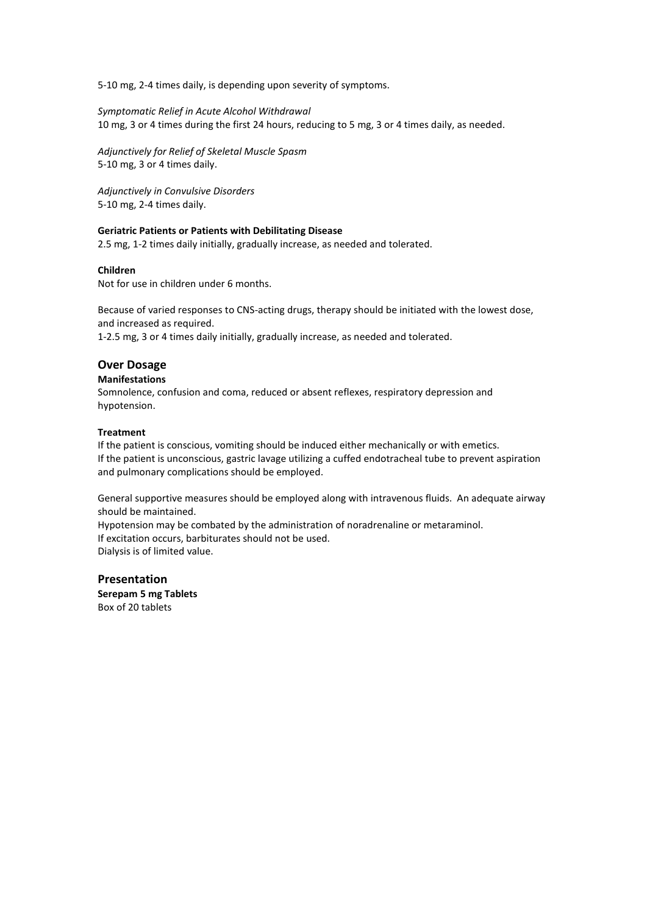5-10 mg, 2-4 times daily, is depending upon severity of symptoms.

*Symptomatic Relief in Acute Alcohol Withdrawal*
10 mg, 3 or 4 times during the first 24 hours, reducing to 5 mg, 3 or 4 times daily, as needed.

*Adjunctively for Relief of Skeletal Muscle Spasm*
5-10 mg, 3 or 4 times daily.

*Adjunctively in Convulsive Disorders*
5-10 mg, 2-4 times daily.

**Geriatric Patients or Patients with Debilitating Disease**
2.5 mg, 1-2 times daily initially, gradually increase, as needed and tolerated.

**Children**
Not for use in children under 6 months.

Because of varied responses to CNS-acting drugs, therapy should be initiated with the lowest dose, and increased as required.
1-2.5 mg, 3 or 4 times daily initially, gradually increase, as needed and tolerated.

## Over Dosage

**Manifestations**
Somnolence, confusion and coma, reduced or absent reflexes, respiratory depression and hypotension.

**Treatment**
If the patient is conscious, vomiting should be induced either mechanically or with emetics.
If the patient is unconscious, gastric lavage utilizing a cuffed endotracheal tube to prevent aspiration and pulmonary complications should be employed.

General supportive measures should be employed along with intravenous fluids. An adequate airway should be maintained.
Hypotension may be combated by the administration of noradrenaline or metaraminol.
If excitation occurs, barbiturates should not be used.
Dialysis is of limited value.

## Presentation

**Serepam 5 mg Tablets**
Box of 20 tablets